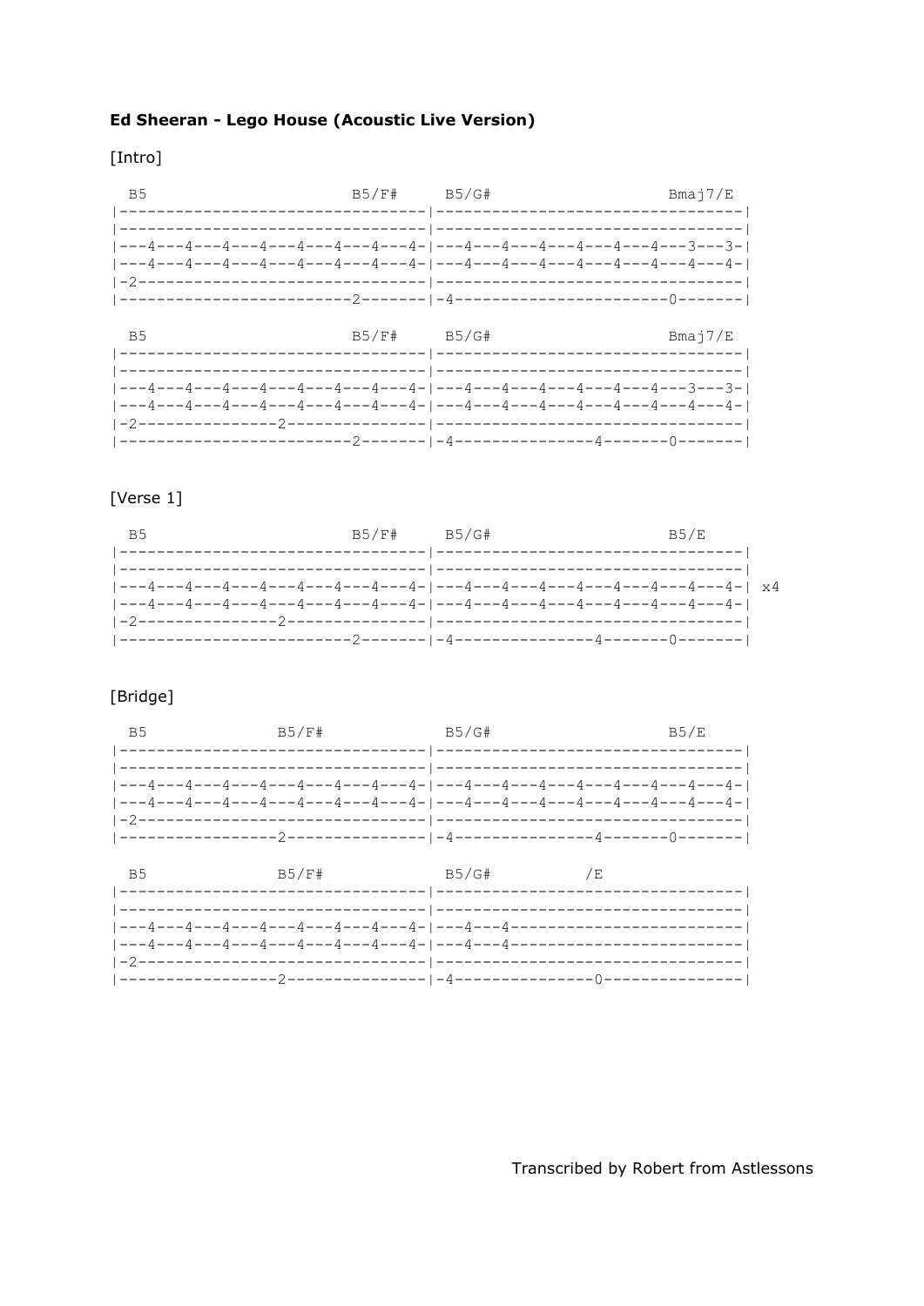**Ed Sheeran - Lego House (Acoustic Live Version)**

[Intro]

```
  B5                        B5/F#     B5/G#                   Bmaj7/E
|--------------------------------|--------------------------------|
|--------------------------------|--------------------------------|
|---4---4---4---4---4---4---4---4-|---4---4---4---4---4---4---3---3-|
|---4---4---4---4---4---4---4---4-|---4---4---4---4---4---4---4---4-|
|-2------------------------------|--------------------------------|
|------------------------2-------|-4----------------------0-------|

  B5                        B5/F#     B5/G#                   Bmaj7/E
|--------------------------------|--------------------------------|
|--------------------------------|--------------------------------|
|---4---4---4---4---4---4---4---4-|---4---4---4---4---4---4---3---3-|
|---4---4---4---4---4---4---4---4-|---4---4---4---4---4---4---4---4-|
|-2---------------2--------------|--------------------------------|
|------------------------2-------|-4---------------4-------0-------|
```

[Verse 1]

```
  B5                        B5/F#     B5/G#                   B5/E
|--------------------------------|--------------------------------|
|--------------------------------|--------------------------------|
|---4---4---4---4---4---4---4---4-|---4---4---4---4---4---4---4---4-| x4
|---4---4---4---4---4---4---4---4-|---4---4---4---4---4---4---4---4-|
|-2---------------2--------------|--------------------------------|
|------------------------2-------|-4---------------4-------0-------|
```

[Bridge]

```
  B5              B5/F#             B5/G#                   B5/E
|--------------------------------|--------------------------------|
|--------------------------------|--------------------------------|
|---4---4---4---4---4---4---4---4-|---4---4---4---4---4---4---4---4-|
|---4---4---4---4---4---4---4---4-|---4---4---4---4---4---4---4---4-|
|-2------------------------------|--------------------------------|
|----------------2---------------|-4---------------4-------0-------|

  B5              B5/F#             B5/G#           /E
|--------------------------------|--------------------------------|
|--------------------------------|--------------------------------|
|---4---4---4---4---4---4---4---4-|---4---4-------------------------|
|---4---4---4---4---4---4---4---4-|---4---4-------------------------|
|-2------------------------------|--------------------------------|
|----------------2---------------|-4---------------0---------------|
```

Transcribed by Robert from Astlessons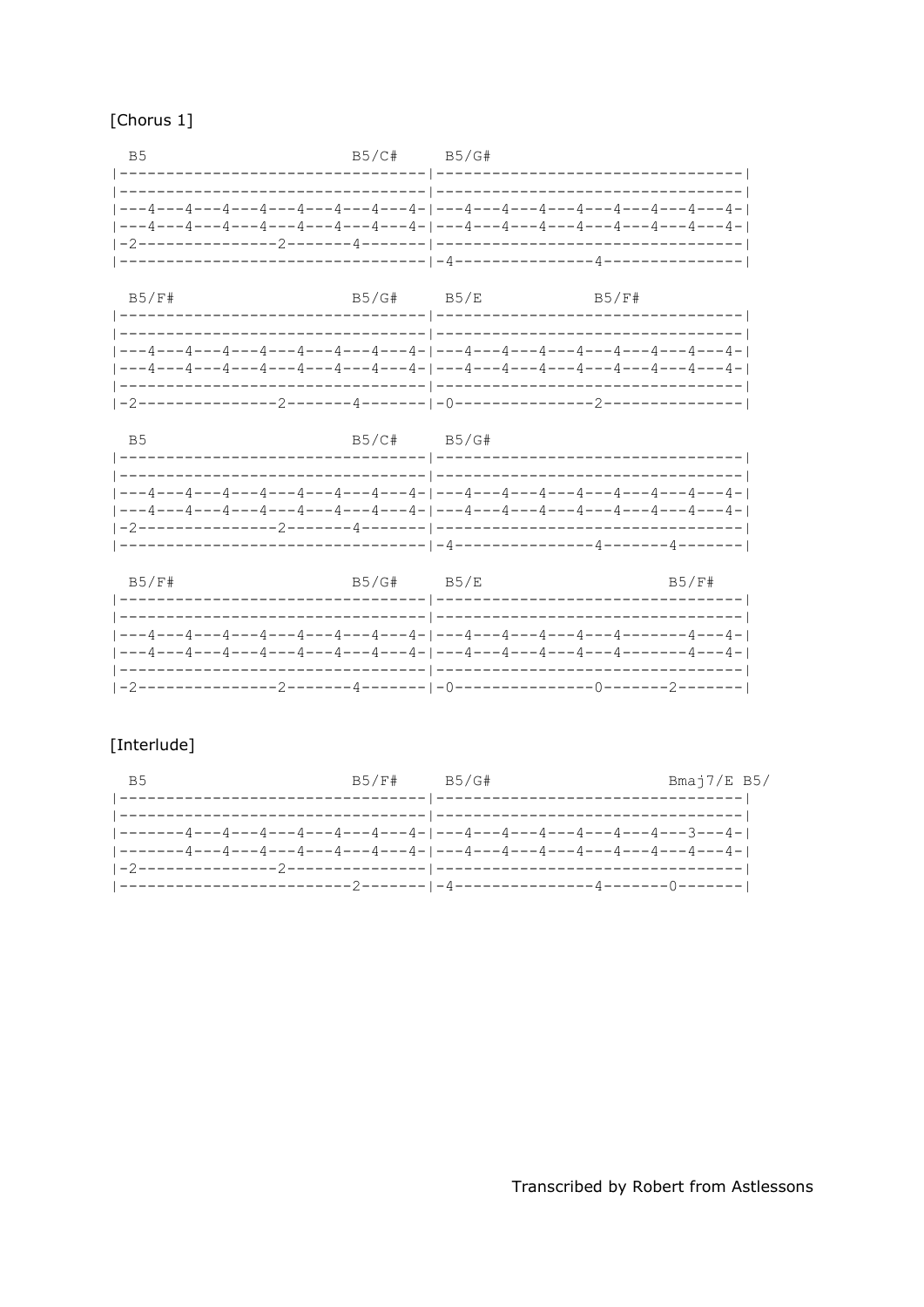[Chorus 1]

```
  B5                        B5/C#     B5/G#
|--------------------------------|--------------------------------|
|--------------------------------|--------------------------------|
|---4---4---4---4---4---4---4---4-|---4---4---4---4---4---4---4---4-|
|---4---4---4---4---4---4---4---4-|---4---4---4---4---4---4---4---4-|
|-2---------------2-------4-------|--------------------------------|
|--------------------------------|-4---------------4---------------|

  B5/F#                     B5/G#     B5/E            B5/F#
|--------------------------------|--------------------------------|
|--------------------------------|--------------------------------|
|---4---4---4---4---4---4---4---4-|---4---4---4---4---4---4---4---4-|
|---4---4---4---4---4---4---4---4-|---4---4---4---4---4---4---4---4-|
|--------------------------------|--------------------------------|
|-2---------------2-------4-------|-0---------------2---------------|

  B5                        B5/C#     B5/G#
|--------------------------------|--------------------------------|
|--------------------------------|--------------------------------|
|---4---4---4---4---4---4---4---4-|---4---4---4---4---4---4---4---4-|
|---4---4---4---4---4---4---4---4-|---4---4---4---4---4---4---4---4-|
|-2---------------2-------4-------|--------------------------------|
|--------------------------------|-4---------------4-------4-------|

  B5/F#                     B5/G#     B5/E                    B5/F#
|--------------------------------|--------------------------------|
|--------------------------------|--------------------------------|
|---4---4---4---4---4---4---4---4-|---4---4---4---4---4-------4---4-|
|---4---4---4---4---4---4---4---4-|---4---4---4---4---4-------4---4-|
|--------------------------------|--------------------------------|
|-2---------------2-------4-------|-0---------------0-------2-------|
```

[Interlude]

```
  B5                        B5/F#     B5/G#                   Bmaj7/E B5/
|--------------------------------|--------------------------------|
|--------------------------------|--------------------------------|
|-------4---4---4---4---4---4---4-|---4---4---4---4---4---4---3---4-|
|-------4---4---4---4---4---4---4-|---4---4---4---4---4---4---4---4-|
|-2---------------2---------------|--------------------------------|
|------------------------2-------|-4---------------4-------0-------|
```

Transcribed by Robert from Astlessons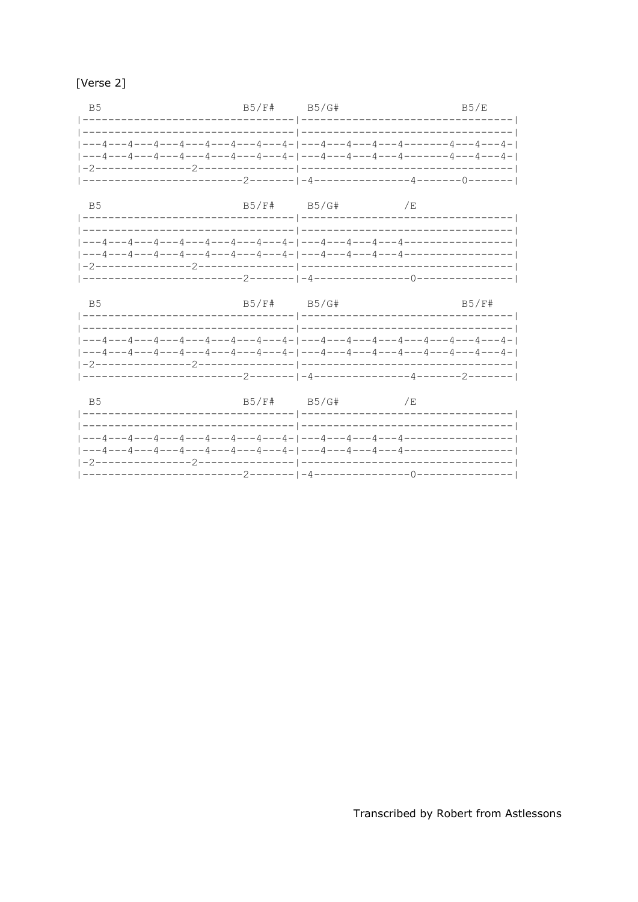[Verse 2]

```
  B5                        B5/F#     B5/G#                   B5/E
|---------------------------------|---------------------------------|
|---------------------------------|---------------------------------|
|---4---4---4---4---4---4---4---4-|---4---4---4---4-------4---4---4-|
|---4---4---4---4---4---4---4---4-|---4---4---4---4-------4---4---4-|
|-2---------------2---------------|---------------------------------|
|-------------------------2-------|-4---------------4-------0-------|

  B5                        B5/F#     B5/G#           /E
|---------------------------------|---------------------------------|
|---------------------------------|---------------------------------|
|---4---4---4---4---4---4---4---4-|---4---4---4---4-----------------|
|---4---4---4---4---4---4---4---4-|---4---4---4---4-----------------|
|-2---------------2---------------|---------------------------------|
|-------------------------2-------|-4---------------0---------------|

  B5                        B5/F#     B5/G#                   B5/F#
|---------------------------------|---------------------------------|
|---------------------------------|---------------------------------|
|---4---4---4---4---4---4---4---4-|---4---4---4---4---4---4---4---4-|
|---4---4---4---4---4---4---4---4-|---4---4---4---4---4---4---4---4-|
|-2---------------2---------------|---------------------------------|
|-------------------------2-------|-4---------------4-------2-------|

  B5                        B5/F#     B5/G#           /E
|---------------------------------|---------------------------------|
|---------------------------------|---------------------------------|
|---4---4---4---4---4---4---4---4-|---4---4---4---4-----------------|
|---4---4---4---4---4---4---4---4-|---4---4---4---4-----------------|
|-2---------------2---------------|---------------------------------|
|-------------------------2-------|-4---------------0---------------|
```

Transcribed by Robert from Astlessons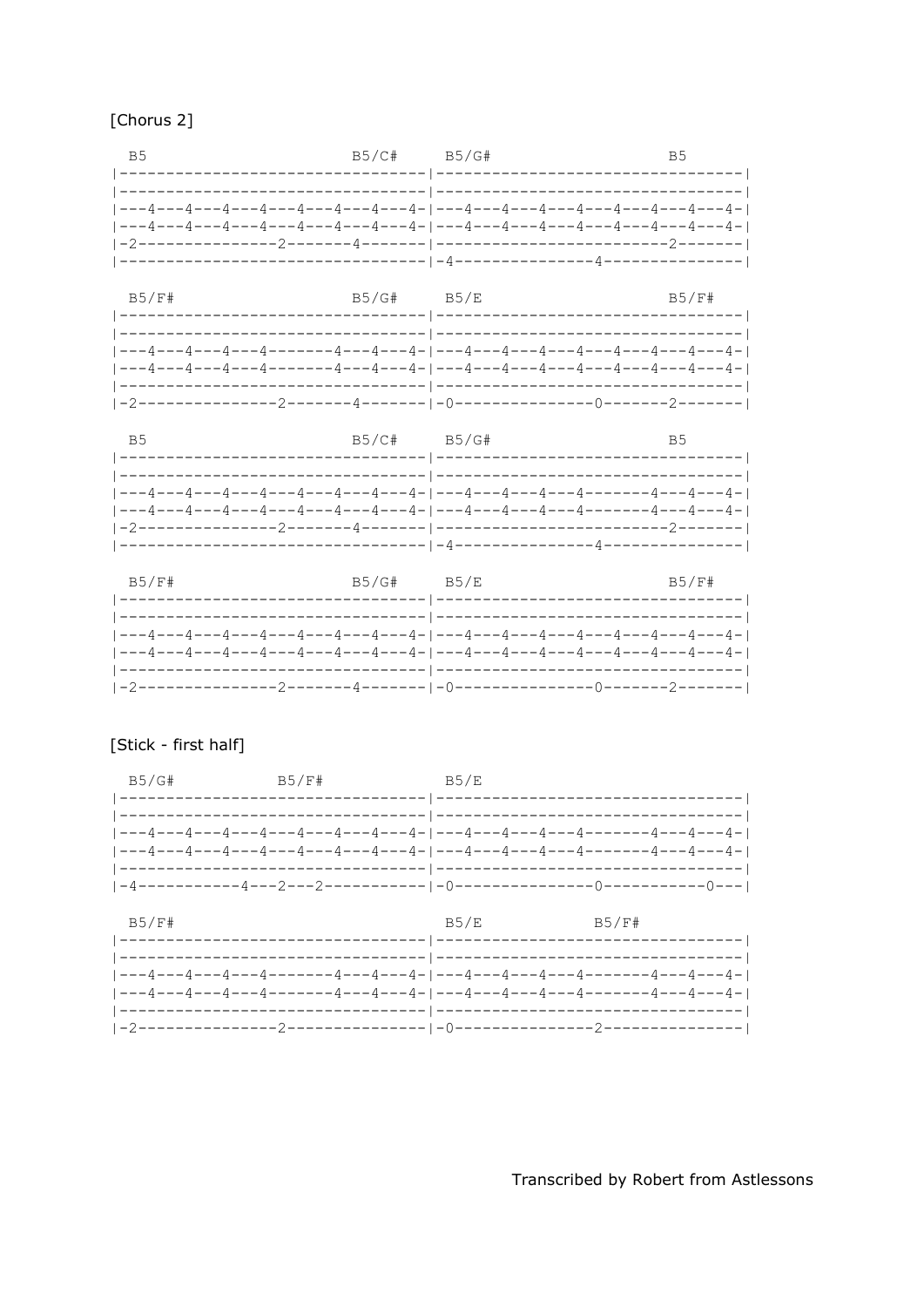[Chorus 2]

```
  B5                          B5/C#     B5/G#                     B5
|---------------------------------|---------------------------------|
|---------------------------------|---------------------------------|
|---4---4---4---4---4---4---4---4-|---4---4---4---4---4---4---4---4-|
|---4---4---4---4---4---4---4---4-|---4---4---4---4---4---4---4---4-|
|-2---------------2-------4-------|-------------------------2-------|
|---------------------------------|-4---------------4---------------|

  B5/F#                       B5/G#     B5/E                      B5/F#
|---------------------------------|---------------------------------|
|---------------------------------|---------------------------------|
|---4---4---4---4-------4---4---4-|---4---4---4---4---4---4---4---4-|
|---4---4---4---4-------4---4---4-|---4---4---4---4---4---4---4---4-|
|---------------------------------|---------------------------------|
|-2---------------2-------4-------|-0---------------0-------2-------|

  B5                          B5/C#     B5/G#                     B5
|---------------------------------|---------------------------------|
|---------------------------------|---------------------------------|
|---4---4---4---4---4---4---4---4-|---4---4---4---4-------4---4---4-|
|---4---4---4---4---4---4---4---4-|---4---4---4---4-------4---4---4-|
|-2---------------2-------4-------|-------------------------2-------|
|---------------------------------|-4---------------4---------------|

  B5/F#                       B5/G#     B5/E                      B5/F#
|---------------------------------|---------------------------------|
|---------------------------------|---------------------------------|
|---4---4---4---4---4---4---4---4-|---4---4---4---4---4---4---4---4-|
|---4---4---4---4---4---4---4---4-|---4---4---4---4---4---4---4---4-|
|---------------------------------|---------------------------------|
|-2---------------2-------4-------|-0---------------0-------2-------|
```

[Stick - first half]

```
  B5/G#            B5/F#            B5/E
|---------------------------------|---------------------------------|
|---------------------------------|---------------------------------|
|---4---4---4---4---4---4---4---4-|---4---4---4---4-------4---4---4-|
|---4---4---4---4---4---4---4---4-|---4---4---4---4-------4---4---4-|
|---------------------------------|---------------------------------|
|-4-----------4---2---2-----------|-0---------------0-----------0---|

  B5/F#                             B5/E            B5/F#
|---------------------------------|---------------------------------|
|---------------------------------|---------------------------------|
|---4---4---4---4-------4---4---4-|---4---4---4---4-------4---4---4-|
|---4---4---4---4-------4---4---4-|---4---4---4---4-------4---4---4-|
|---------------------------------|---------------------------------|
|-2---------------2---------------|-0---------------2---------------|
```

Transcribed by Robert from Astlessons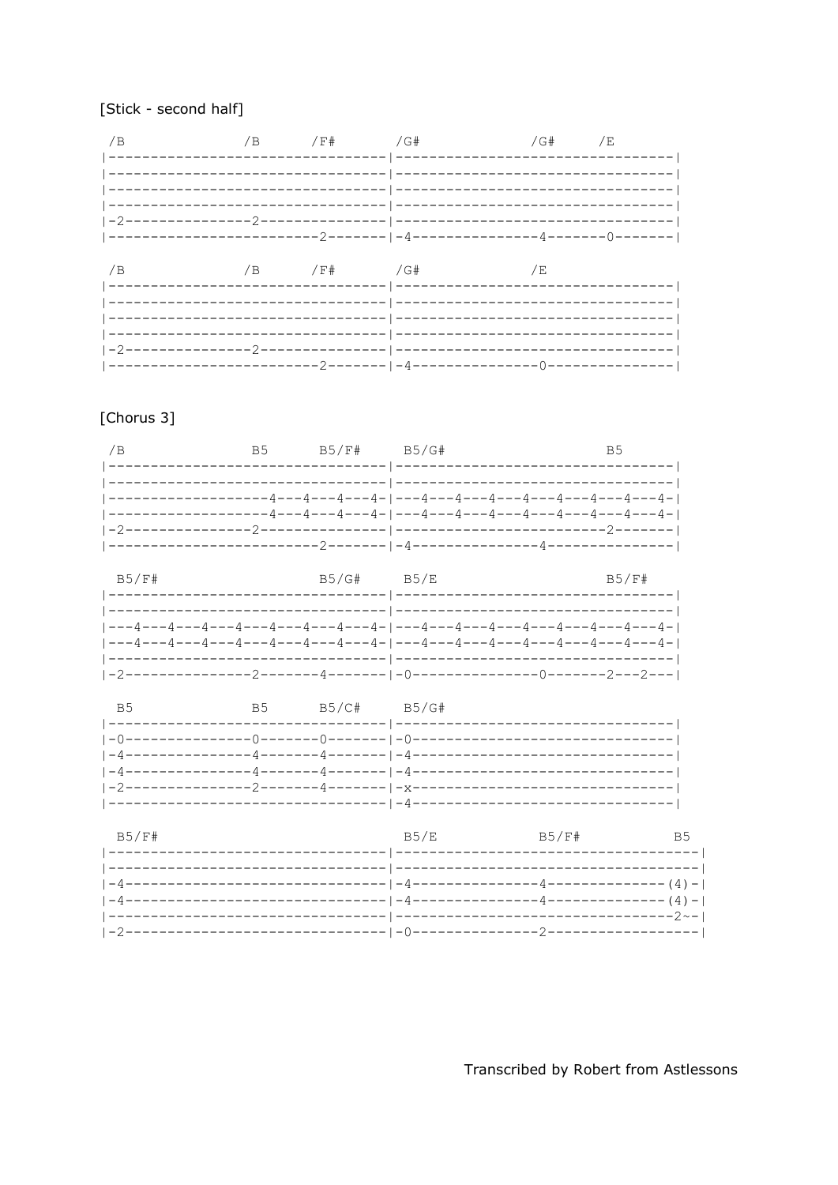[Stick - second half]

```
 /B              /B      /F#       /G#             /G#     /E
|--------------------------------|---------------------------------|
|--------------------------------|---------------------------------|
|--------------------------------|---------------------------------|
|--------------------------------|---------------------------------|
|-2---------------2---------------|---------------------------------|
|------------------------2-------|-4---------------4-------0-------|

 /B              /B      /F#       /G#             /E
|--------------------------------|---------------------------------|
|--------------------------------|---------------------------------|
|--------------------------------|---------------------------------|
|--------------------------------|---------------------------------|
|-2---------------2---------------|---------------------------------|
|------------------------2-------|-4---------------0---------------|
```

[Chorus 3]

```
 /B              B5      B5/F#     B5/G#                   B5
|--------------------------------|--------------------------------|
|--------------------------------|--------------------------------|
|-----------------4---4---4---4-|---4---4---4---4---4---4---4---4-|
|-----------------4---4---4---4-|---4---4---4---4---4---4---4---4-|
|-2---------------2---------------|------------------------2-------|
|------------------------2-------|-4---------------4---------------|

 B5/F#                   B5/G#     B5/E                    B5/F#
|--------------------------------|--------------------------------|
|--------------------------------|--------------------------------|
|---4---4---4---4---4---4---4---4-|---4---4---4---4---4---4---4---4-|
|---4---4---4---4---4---4---4---4-|---4---4---4---4---4---4---4---4-|
|--------------------------------|--------------------------------|
|-2---------------2-------4-------|-0---------------0-------2---2---|

 B5              B5      B5/C#     B5/G#
|--------------------------------|--------------------------------|
|-0---------------0-------0-------|-0------------------------------|
|-4---------------4-------4-------|-4------------------------------|
|-4---------------4-------4-------|-4------------------------------|
|-2---------------2-------4-------|-x------------------------------|
|--------------------------------|-4------------------------------|

 B5/F#                             B5/E            B5/F#           B5
|--------------------------------|------------------------------------|
|--------------------------------|------------------------------------|
|-4------------------------------|-4---------------4---------------(4)-|
|-4------------------------------|-4---------------4---------------(4)-|
|--------------------------------|----------------------------------2~-|
|-2------------------------------|-0---------------2-------------------|
```

Transcribed by Robert from Astlessons